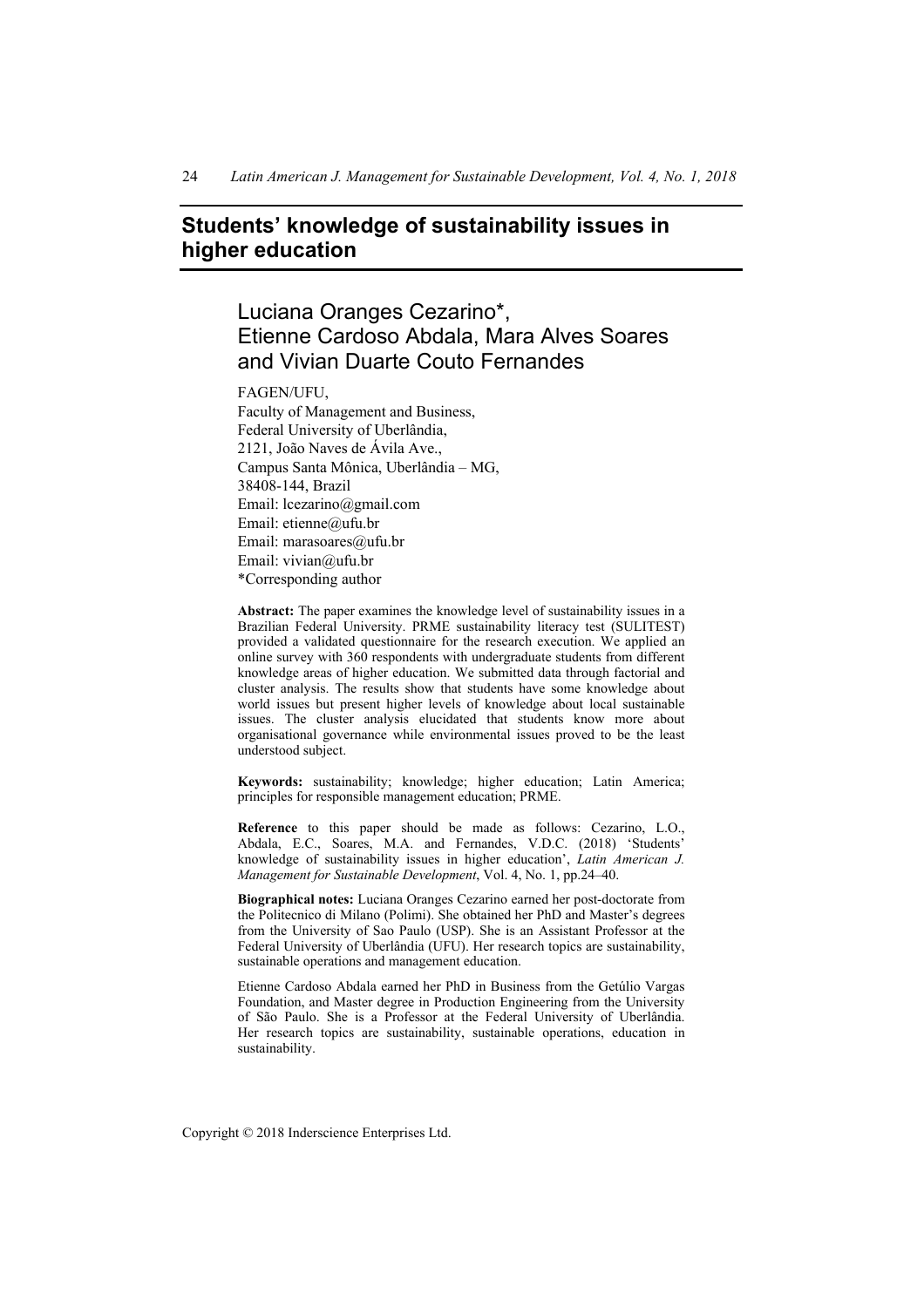# Students' knowledge of sustainability issues in higher education

## Luciana Oranges Cezarino*, Etienne Cardoso Abdala, Mara Alves Soares and Vivian Duarte Couto Fernandes

FAGEN/UFU,
Faculty of Management and Business,
Federal University of Uberlândia,
2121, João Naves de Ávila Ave.,
Campus Santa Mônica, Uberlândia – MG,
38408-144, Brazil
Email: lcezarino@gmail.com
Email: etienne@ufu.br
Email: marasoares@ufu.br
Email: vivian@ufu.br
*Corresponding author

**Abstract:** The paper examines the knowledge level of sustainability issues in a Brazilian Federal University. PRME sustainability literacy test (SULITEST) provided a validated questionnaire for the research execution. We applied an online survey with 360 respondents with undergraduate students from different knowledge areas of higher education. We submitted data through factorial and cluster analysis. The results show that students have some knowledge about world issues but present higher levels of knowledge about local sustainable issues. The cluster analysis elucidated that students know more about organisational governance while environmental issues proved to be the least understood subject.

**Keywords:** sustainability; knowledge; higher education; Latin America; principles for responsible management education; PRME.

**Reference** to this paper should be made as follows: Cezarino, L.O., Abdala, E.C., Soares, M.A. and Fernandes, V.D.C. (2018) 'Students' knowledge of sustainability issues in higher education', *Latin American J. Management for Sustainable Development*, Vol. 4, No. 1, pp.24–40.

**Biographical notes:** Luciana Oranges Cezarino earned her post-doctorate from the Politecnico di Milano (Polimi). She obtained her PhD and Master's degrees from the University of Sao Paulo (USP). She is an Assistant Professor at the Federal University of Uberlândia (UFU). Her research topics are sustainability, sustainable operations and management education.

Etienne Cardoso Abdala earned her PhD in Business from the Getúlio Vargas Foundation, and Master degree in Production Engineering from the University of São Paulo. She is a Professor at the Federal University of Uberlândia. Her research topics are sustainability, sustainable operations, education in sustainability.

Copyright © 2018 Inderscience Enterprises Ltd.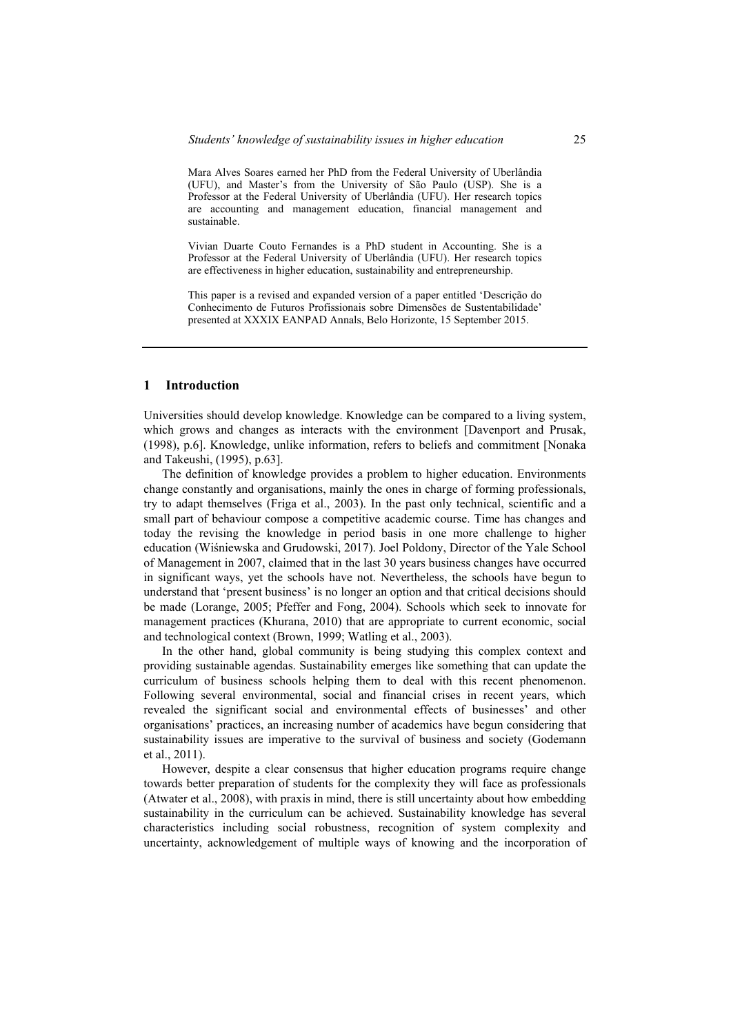Mara Alves Soares earned her PhD from the Federal University of Uberlândia (UFU), and Master's from the University of São Paulo (USP). She is a Professor at the Federal University of Uberlândia (UFU). Her research topics are accounting and management education, financial management and sustainable.

Vivian Duarte Couto Fernandes is a PhD student in Accounting. She is a Professor at the Federal University of Uberlândia (UFU). Her research topics are effectiveness in higher education, sustainability and entrepreneurship.

This paper is a revised and expanded version of a paper entitled 'Descrição do Conhecimento de Futuros Profissionais sobre Dimensões de Sustentabilidade' presented at XXXIX EANPAD Annals, Belo Horizonte, 15 September 2015.

## 1 Introduction

Universities should develop knowledge. Knowledge can be compared to a living system, which grows and changes as interacts with the environment [Davenport and Prusak, (1998), p.6]. Knowledge, unlike information, refers to beliefs and commitment [Nonaka and Takeushi, (1995), p.63].

The definition of knowledge provides a problem to higher education. Environments change constantly and organisations, mainly the ones in charge of forming professionals, try to adapt themselves (Friga et al., 2003). In the past only technical, scientific and a small part of behaviour compose a competitive academic course. Time has changes and today the revising the knowledge in period basis in one more challenge to higher education (Wiśniewska and Grudowski, 2017). Joel Poldony, Director of the Yale School of Management in 2007, claimed that in the last 30 years business changes have occurred in significant ways, yet the schools have not. Nevertheless, the schools have begun to understand that 'present business' is no longer an option and that critical decisions should be made (Lorange, 2005; Pfeffer and Fong, 2004). Schools which seek to innovate for management practices (Khurana, 2010) that are appropriate to current economic, social and technological context (Brown, 1999; Watling et al., 2003).

In the other hand, global community is being studying this complex context and providing sustainable agendas. Sustainability emerges like something that can update the curriculum of business schools helping them to deal with this recent phenomenon. Following several environmental, social and financial crises in recent years, which revealed the significant social and environmental effects of businesses' and other organisations' practices, an increasing number of academics have begun considering that sustainability issues are imperative to the survival of business and society (Godemann et al., 2011).

However, despite a clear consensus that higher education programs require change towards better preparation of students for the complexity they will face as professionals (Atwater et al., 2008), with praxis in mind, there is still uncertainty about how embedding sustainability in the curriculum can be achieved. Sustainability knowledge has several characteristics including social robustness, recognition of system complexity and uncertainty, acknowledgement of multiple ways of knowing and the incorporation of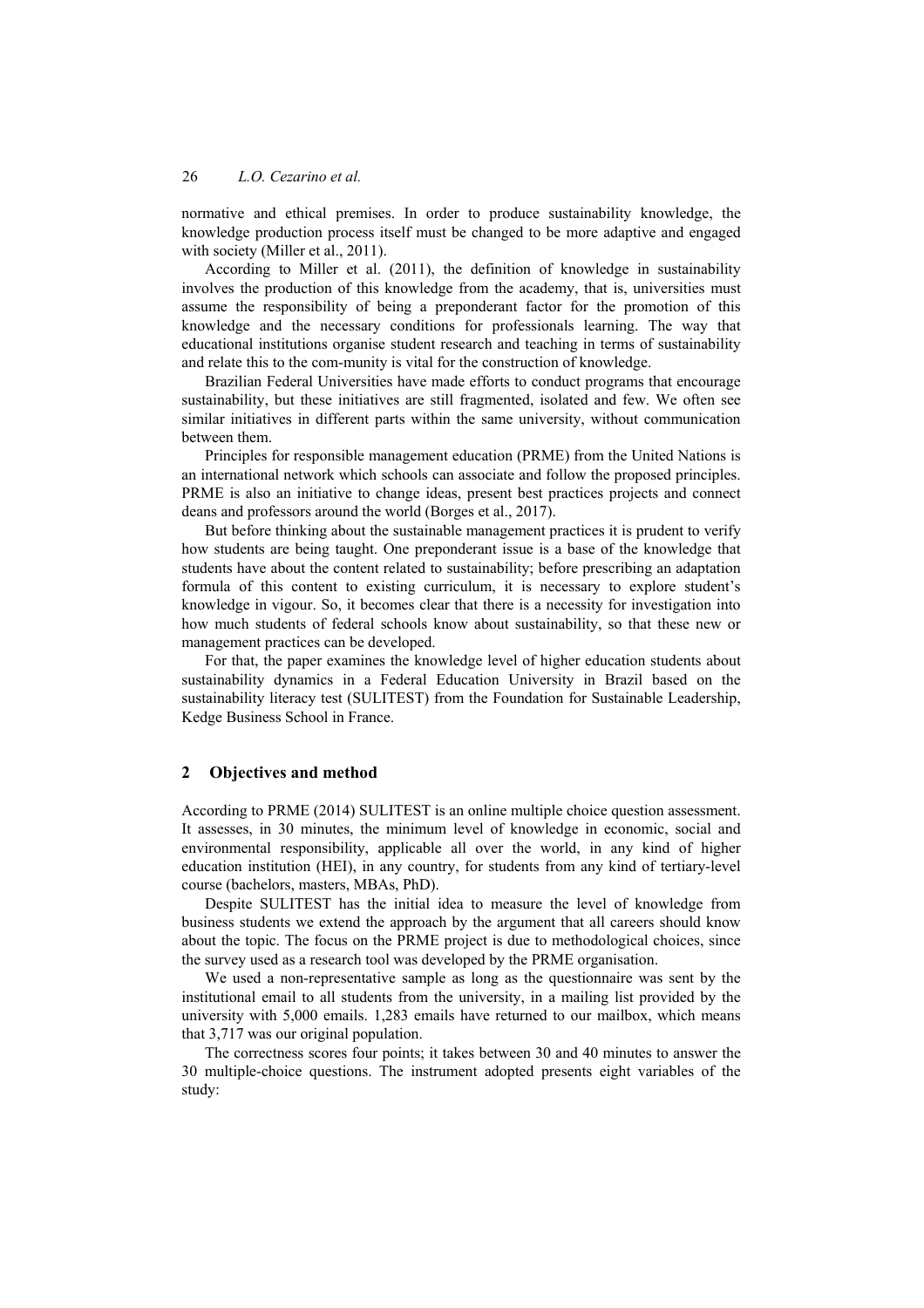normative and ethical premises. In order to produce sustainability knowledge, the knowledge production process itself must be changed to be more adaptive and engaged with society (Miller et al., 2011).

According to Miller et al. (2011), the definition of knowledge in sustainability involves the production of this knowledge from the academy, that is, universities must assume the responsibility of being a preponderant factor for the promotion of this knowledge and the necessary conditions for professionals learning. The way that educational institutions organise student research and teaching in terms of sustainability and relate this to the com-munity is vital for the construction of knowledge.

Brazilian Federal Universities have made efforts to conduct programs that encourage sustainability, but these initiatives are still fragmented, isolated and few. We often see similar initiatives in different parts within the same university, without communication between them.

Principles for responsible management education (PRME) from the United Nations is an international network which schools can associate and follow the proposed principles. PRME is also an initiative to change ideas, present best practices projects and connect deans and professors around the world (Borges et al., 2017).

But before thinking about the sustainable management practices it is prudent to verify how students are being taught. One preponderant issue is a base of the knowledge that students have about the content related to sustainability; before prescribing an adaptation formula of this content to existing curriculum, it is necessary to explore student's knowledge in vigour. So, it becomes clear that there is a necessity for investigation into how much students of federal schools know about sustainability, so that these new or management practices can be developed.

For that, the paper examines the knowledge level of higher education students about sustainability dynamics in a Federal Education University in Brazil based on the sustainability literacy test (SULITEST) from the Foundation for Sustainable Leadership, Kedge Business School in France.

## 2 Objectives and method

According to PRME (2014) SULITEST is an online multiple choice question assessment. It assesses, in 30 minutes, the minimum level of knowledge in economic, social and environmental responsibility, applicable all over the world, in any kind of higher education institution (HEI), in any country, for students from any kind of tertiary-level course (bachelors, masters, MBAs, PhD).

Despite SULITEST has the initial idea to measure the level of knowledge from business students we extend the approach by the argument that all careers should know about the topic. The focus on the PRME project is due to methodological choices, since the survey used as a research tool was developed by the PRME organisation.

We used a non-representative sample as long as the questionnaire was sent by the institutional email to all students from the university, in a mailing list provided by the university with 5,000 emails. 1,283 emails have returned to our mailbox, which means that 3,717 was our original population.

The correctness scores four points; it takes between 30 and 40 minutes to answer the 30 multiple-choice questions. The instrument adopted presents eight variables of the study: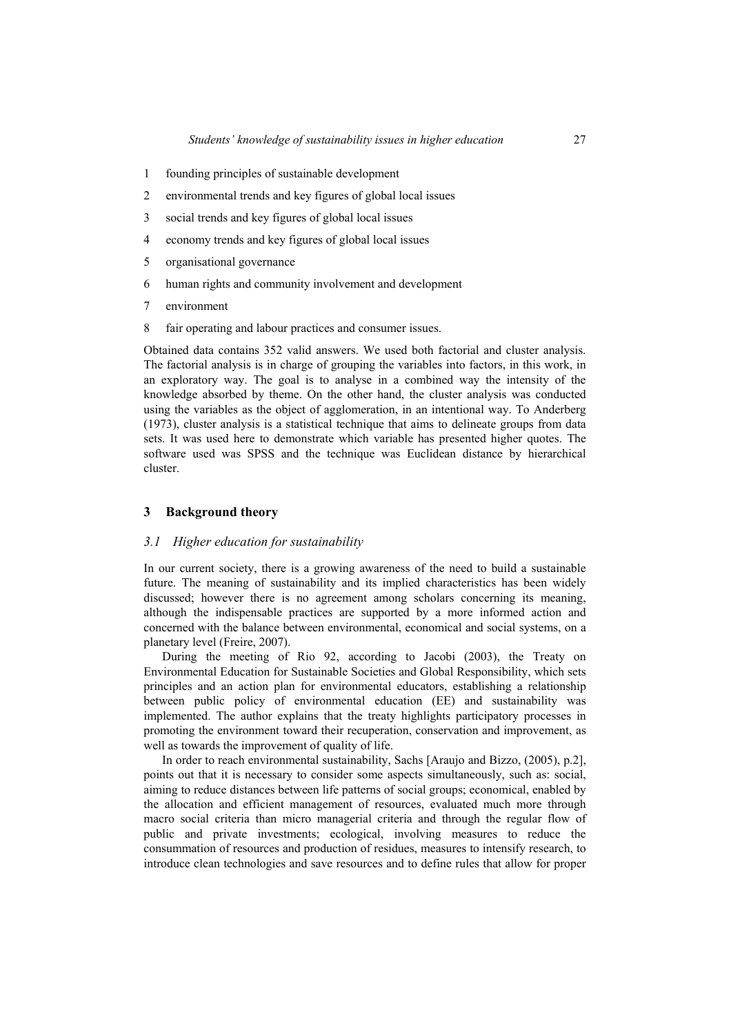1 founding principles of sustainable development
2 environmental trends and key figures of global local issues
3 social trends and key figures of global local issues
4 economy trends and key figures of global local issues
5 organisational governance
6 human rights and community involvement and development
7 environment
8 fair operating and labour practices and consumer issues.

Obtained data contains 352 valid answers. We used both factorial and cluster analysis. The factorial analysis is in charge of grouping the variables into factors, in this work, in an exploratory way. The goal is to analyse in a combined way the intensity of the knowledge absorbed by theme. On the other hand, the cluster analysis was conducted using the variables as the object of agglomeration, in an intentional way. To Anderberg (1973), cluster analysis is a statistical technique that aims to delineate groups from data sets. It was used here to demonstrate which variable has presented higher quotes. The software used was SPSS and the technique was Euclidean distance by hierarchical cluster.

## 3 Background theory

### *3.1 Higher education for sustainability*

In our current society, there is a growing awareness of the need to build a sustainable future. The meaning of sustainability and its implied characteristics has been widely discussed; however there is no agreement among scholars concerning its meaning, although the indispensable practices are supported by a more informed action and concerned with the balance between environmental, economical and social systems, on a planetary level (Freire, 2007).

During the meeting of Rio 92, according to Jacobi (2003), the Treaty on Environmental Education for Sustainable Societies and Global Responsibility, which sets principles and an action plan for environmental educators, establishing a relationship between public policy of environmental education (EE) and sustainability was implemented. The author explains that the treaty highlights participatory processes in promoting the environment toward their recuperation, conservation and improvement, as well as towards the improvement of quality of life.

In order to reach environmental sustainability, Sachs [Araujo and Bizzo, (2005), p.2], points out that it is necessary to consider some aspects simultaneously, such as: social, aiming to reduce distances between life patterns of social groups; economical, enabled by the allocation and efficient management of resources, evaluated much more through macro social criteria than micro managerial criteria and through the regular flow of public and private investments; ecological, involving measures to reduce the consummation of resources and production of residues, measures to intensify research, to introduce clean technologies and save resources and to define rules that allow for proper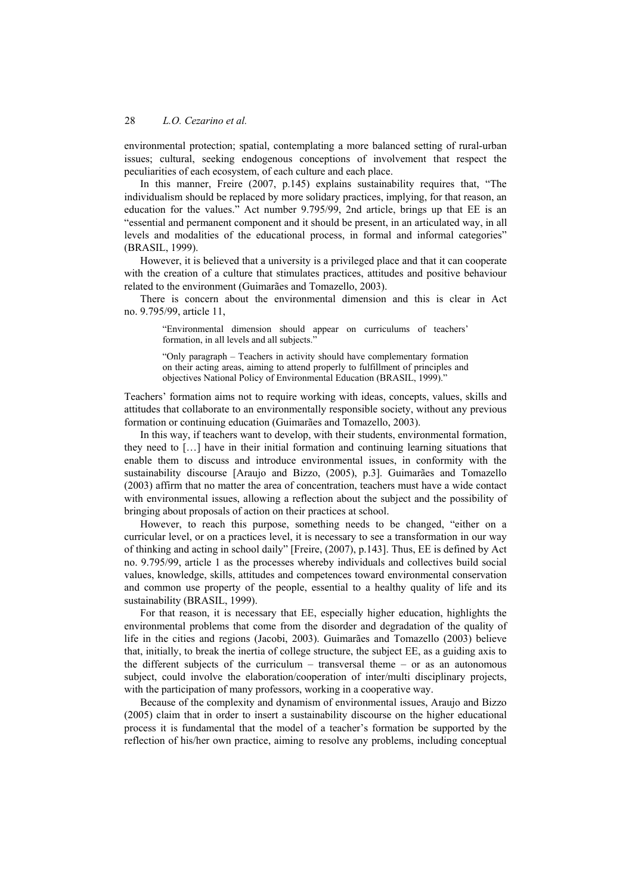environmental protection; spatial, contemplating a more balanced setting of rural-urban issues; cultural, seeking endogenous conceptions of involvement that respect the peculiarities of each ecosystem, of each culture and each place.

In this manner, Freire (2007, p.145) explains sustainability requires that, "The individualism should be replaced by more solidary practices, implying, for that reason, an education for the values." Act number 9.795/99, 2nd article, brings up that EE is an "essential and permanent component and it should be present, in an articulated way, in all levels and modalities of the educational process, in formal and informal categories" (BRASIL, 1999).

However, it is believed that a university is a privileged place and that it can cooperate with the creation of a culture that stimulates practices, attitudes and positive behaviour related to the environment (Guimarães and Tomazello, 2003).

There is concern about the environmental dimension and this is clear in Act no. 9.795/99, article 11,

> "Environmental dimension should appear on curriculums of teachers' formation, in all levels and all subjects."
>
> "Only paragraph – Teachers in activity should have complementary formation on their acting areas, aiming to attend properly to fulfillment of principles and objectives National Policy of Environmental Education (BRASIL, 1999)."

Teachers' formation aims not to require working with ideas, concepts, values, skills and attitudes that collaborate to an environmentally responsible society, without any previous formation or continuing education (Guimarães and Tomazello, 2003).

In this way, if teachers want to develop, with their students, environmental formation, they need to […] have in their initial formation and continuing learning situations that enable them to discuss and introduce environmental issues, in conformity with the sustainability discourse [Araujo and Bizzo, (2005), p.3]. Guimarães and Tomazello (2003) affirm that no matter the area of concentration, teachers must have a wide contact with environmental issues, allowing a reflection about the subject and the possibility of bringing about proposals of action on their practices at school.

However, to reach this purpose, something needs to be changed, "either on a curricular level, or on a practices level, it is necessary to see a transformation in our way of thinking and acting in school daily" [Freire, (2007), p.143]. Thus, EE is defined by Act no. 9.795/99, article 1 as the processes whereby individuals and collectives build social values, knowledge, skills, attitudes and competences toward environmental conservation and common use property of the people, essential to a healthy quality of life and its sustainability (BRASIL, 1999).

For that reason, it is necessary that EE, especially higher education, highlights the environmental problems that come from the disorder and degradation of the quality of life in the cities and regions (Jacobi, 2003). Guimarães and Tomazello (2003) believe that, initially, to break the inertia of college structure, the subject EE, as a guiding axis to the different subjects of the curriculum – transversal theme – or as an autonomous subject, could involve the elaboration/cooperation of inter/multi disciplinary projects, with the participation of many professors, working in a cooperative way.

Because of the complexity and dynamism of environmental issues, Araujo and Bizzo (2005) claim that in order to insert a sustainability discourse on the higher educational process it is fundamental that the model of a teacher's formation be supported by the reflection of his/her own practice, aiming to resolve any problems, including conceptual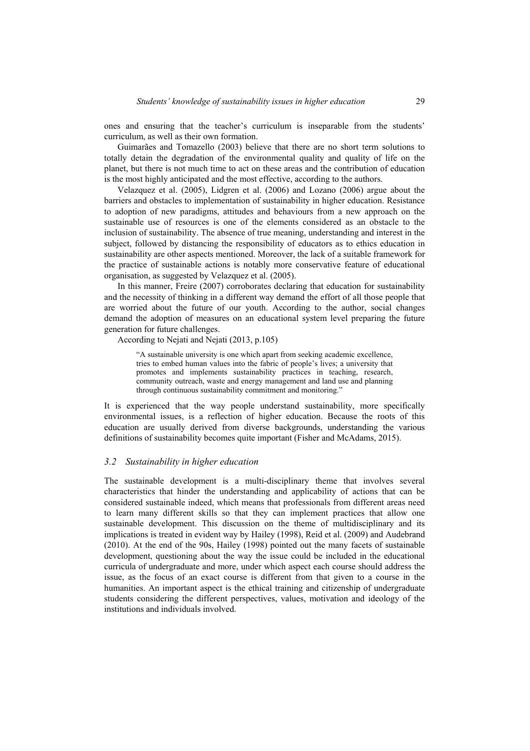ones and ensuring that the teacher's curriculum is inseparable from the students' curriculum, as well as their own formation.

Guimarães and Tomazello (2003) believe that there are no short term solutions to totally detain the degradation of the environmental quality and quality of life on the planet, but there is not much time to act on these areas and the contribution of education is the most highly anticipated and the most effective, according to the authors.

Velazquez et al. (2005), Lidgren et al. (2006) and Lozano (2006) argue about the barriers and obstacles to implementation of sustainability in higher education. Resistance to adoption of new paradigms, attitudes and behaviours from a new approach on the sustainable use of resources is one of the elements considered as an obstacle to the inclusion of sustainability. The absence of true meaning, understanding and interest in the subject, followed by distancing the responsibility of educators as to ethics education in sustainability are other aspects mentioned. Moreover, the lack of a suitable framework for the practice of sustainable actions is notably more conservative feature of educational organisation, as suggested by Velazquez et al. (2005).

In this manner, Freire (2007) corroborates declaring that education for sustainability and the necessity of thinking in a different way demand the effort of all those people that are worried about the future of our youth. According to the author, social changes demand the adoption of measures on an educational system level preparing the future generation for future challenges.

According to Nejati and Nejati (2013, p.105)

> "A sustainable university is one which apart from seeking academic excellence, tries to embed human values into the fabric of people's lives; a university that promotes and implements sustainability practices in teaching, research, community outreach, waste and energy management and land use and planning through continuous sustainability commitment and monitoring."

It is experienced that the way people understand sustainability, more specifically environmental issues, is a reflection of higher education. Because the roots of this education are usually derived from diverse backgrounds, understanding the various definitions of sustainability becomes quite important (Fisher and McAdams, 2015).

### *3.2 Sustainability in higher education*

The sustainable development is a multi-disciplinary theme that involves several characteristics that hinder the understanding and applicability of actions that can be considered sustainable indeed, which means that professionals from different areas need to learn many different skills so that they can implement practices that allow one sustainable development. This discussion on the theme of multidisciplinary and its implications is treated in evident way by Hailey (1998), Reid et al. (2009) and Audebrand (2010). At the end of the 90s, Hailey (1998) pointed out the many facets of sustainable development, questioning about the way the issue could be included in the educational curricula of undergraduate and more, under which aspect each course should address the issue, as the focus of an exact course is different from that given to a course in the humanities. An important aspect is the ethical training and citizenship of undergraduate students considering the different perspectives, values, motivation and ideology of the institutions and individuals involved.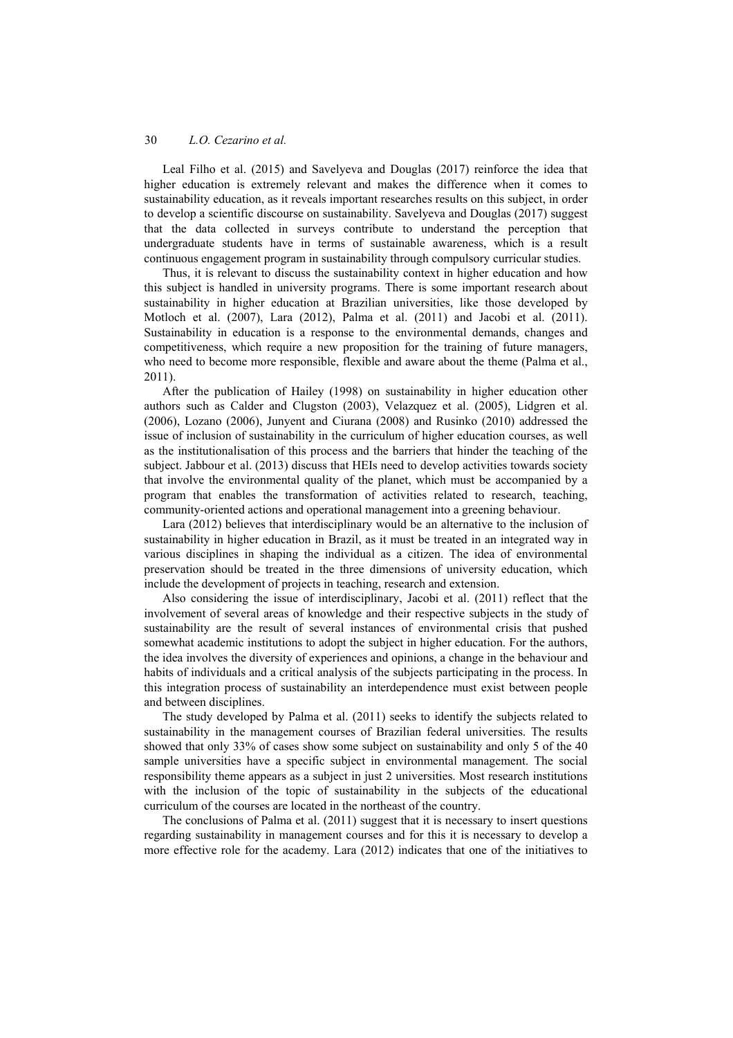Leal Filho et al. (2015) and Savelyeva and Douglas (2017) reinforce the idea that higher education is extremely relevant and makes the difference when it comes to sustainability education, as it reveals important researches results on this subject, in order to develop a scientific discourse on sustainability. Savelyeva and Douglas (2017) suggest that the data collected in surveys contribute to understand the perception that undergraduate students have in terms of sustainable awareness, which is a result continuous engagement program in sustainability through compulsory curricular studies.

Thus, it is relevant to discuss the sustainability context in higher education and how this subject is handled in university programs. There is some important research about sustainability in higher education at Brazilian universities, like those developed by Motloch et al. (2007), Lara (2012), Palma et al. (2011) and Jacobi et al. (2011). Sustainability in education is a response to the environmental demands, changes and competitiveness, which require a new proposition for the training of future managers, who need to become more responsible, flexible and aware about the theme (Palma et al., 2011).

After the publication of Hailey (1998) on sustainability in higher education other authors such as Calder and Clugston (2003), Velazquez et al. (2005), Lidgren et al. (2006), Lozano (2006), Junyent and Ciurana (2008) and Rusinko (2010) addressed the issue of inclusion of sustainability in the curriculum of higher education courses, as well as the institutionalisation of this process and the barriers that hinder the teaching of the subject. Jabbour et al. (2013) discuss that HEIs need to develop activities towards society that involve the environmental quality of the planet, which must be accompanied by a program that enables the transformation of activities related to research, teaching, community-oriented actions and operational management into a greening behaviour.

Lara (2012) believes that interdisciplinary would be an alternative to the inclusion of sustainability in higher education in Brazil, as it must be treated in an integrated way in various disciplines in shaping the individual as a citizen. The idea of environmental preservation should be treated in the three dimensions of university education, which include the development of projects in teaching, research and extension.

Also considering the issue of interdisciplinary, Jacobi et al. (2011) reflect that the involvement of several areas of knowledge and their respective subjects in the study of sustainability are the result of several instances of environmental crisis that pushed somewhat academic institutions to adopt the subject in higher education. For the authors, the idea involves the diversity of experiences and opinions, a change in the behaviour and habits of individuals and a critical analysis of the subjects participating in the process. In this integration process of sustainability an interdependence must exist between people and between disciplines.

The study developed by Palma et al. (2011) seeks to identify the subjects related to sustainability in the management courses of Brazilian federal universities. The results showed that only 33% of cases show some subject on sustainability and only 5 of the 40 sample universities have a specific subject in environmental management. The social responsibility theme appears as a subject in just 2 universities. Most research institutions with the inclusion of the topic of sustainability in the subjects of the educational curriculum of the courses are located in the northeast of the country.

The conclusions of Palma et al. (2011) suggest that it is necessary to insert questions regarding sustainability in management courses and for this it is necessary to develop a more effective role for the academy. Lara (2012) indicates that one of the initiatives to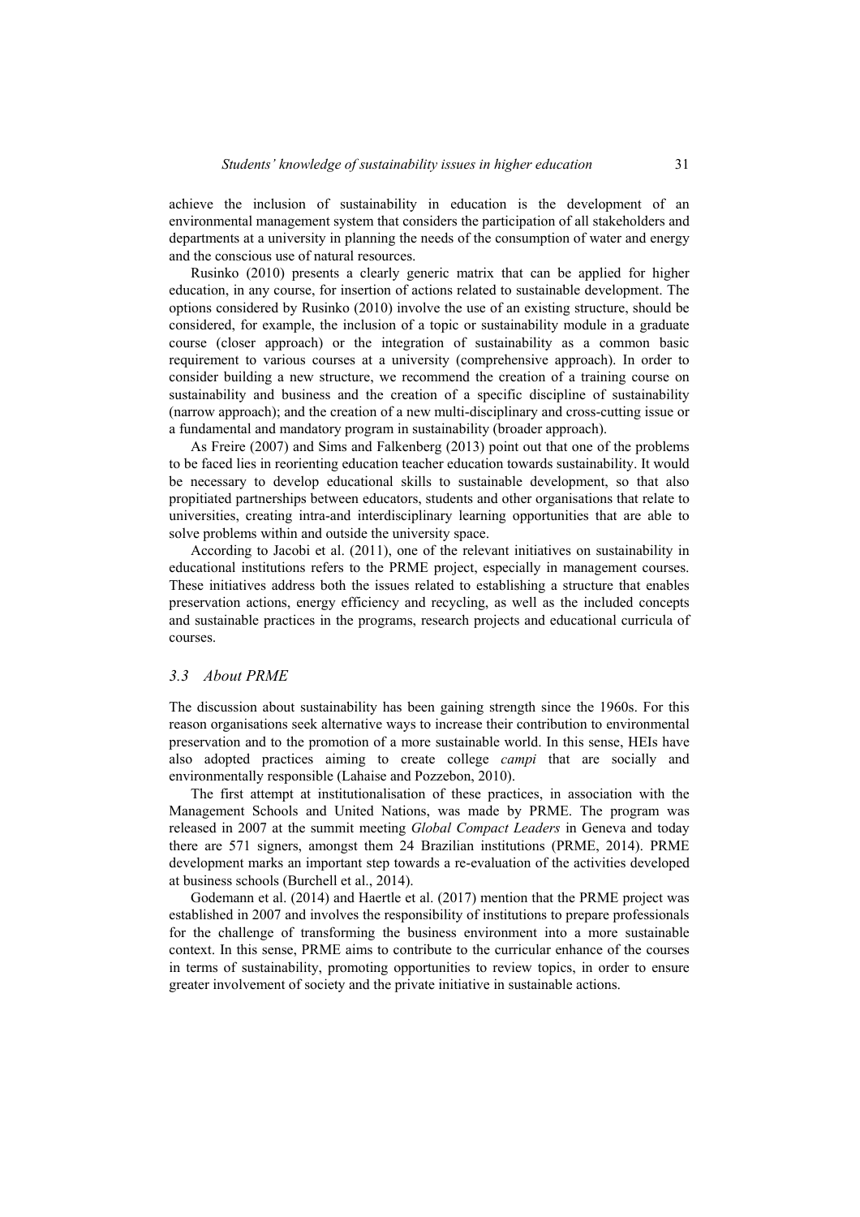achieve the inclusion of sustainability in education is the development of an environmental management system that considers the participation of all stakeholders and departments at a university in planning the needs of the consumption of water and energy and the conscious use of natural resources.

Rusinko (2010) presents a clearly generic matrix that can be applied for higher education, in any course, for insertion of actions related to sustainable development. The options considered by Rusinko (2010) involve the use of an existing structure, should be considered, for example, the inclusion of a topic or sustainability module in a graduate course (closer approach) or the integration of sustainability as a common basic requirement to various courses at a university (comprehensive approach). In order to consider building a new structure, we recommend the creation of a training course on sustainability and business and the creation of a specific discipline of sustainability (narrow approach); and the creation of a new multi-disciplinary and cross-cutting issue or a fundamental and mandatory program in sustainability (broader approach).

As Freire (2007) and Sims and Falkenberg (2013) point out that one of the problems to be faced lies in reorienting education teacher education towards sustainability. It would be necessary to develop educational skills to sustainable development, so that also propitiated partnerships between educators, students and other organisations that relate to universities, creating intra-and interdisciplinary learning opportunities that are able to solve problems within and outside the university space.

According to Jacobi et al. (2011), one of the relevant initiatives on sustainability in educational institutions refers to the PRME project, especially in management courses. These initiatives address both the issues related to establishing a structure that enables preservation actions, energy efficiency and recycling, as well as the included concepts and sustainable practices in the programs, research projects and educational curricula of courses.

### *3.3 About PRME*

The discussion about sustainability has been gaining strength since the 1960s. For this reason organisations seek alternative ways to increase their contribution to environmental preservation and to the promotion of a more sustainable world. In this sense, HEIs have also adopted practices aiming to create college *campi* that are socially and environmentally responsible (Lahaise and Pozzebon, 2010).

The first attempt at institutionalisation of these practices, in association with the Management Schools and United Nations, was made by PRME. The program was released in 2007 at the summit meeting *Global Compact Leaders* in Geneva and today there are 571 signers, amongst them 24 Brazilian institutions (PRME, 2014). PRME development marks an important step towards a re-evaluation of the activities developed at business schools (Burchell et al., 2014).

Godemann et al. (2014) and Haertle et al. (2017) mention that the PRME project was established in 2007 and involves the responsibility of institutions to prepare professionals for the challenge of transforming the business environment into a more sustainable context. In this sense, PRME aims to contribute to the curricular enhance of the courses in terms of sustainability, promoting opportunities to review topics, in order to ensure greater involvement of society and the private initiative in sustainable actions.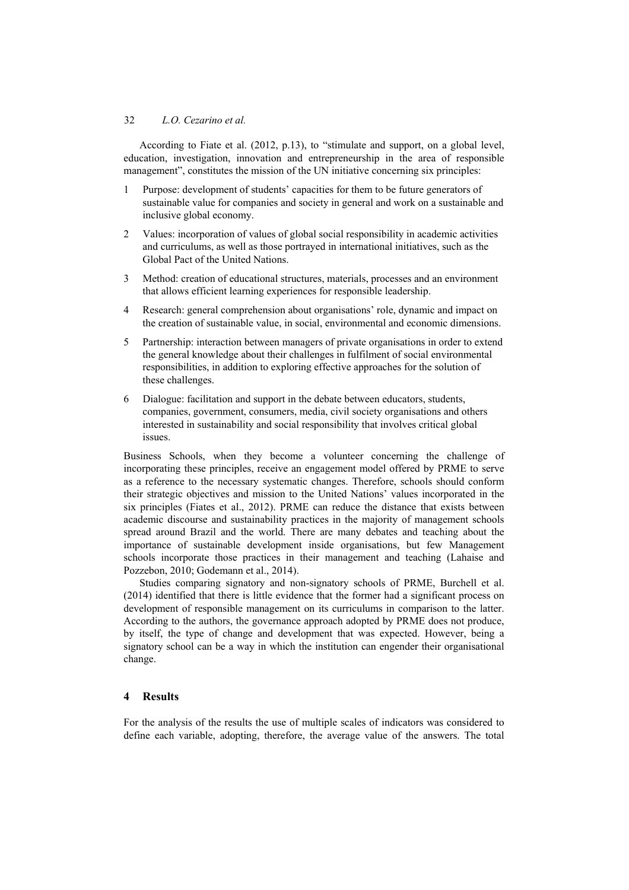According to Fiate et al. (2012, p.13), to "stimulate and support, on a global level, education, investigation, innovation and entrepreneurship in the area of responsible management", constitutes the mission of the UN initiative concerning six principles:

1. Purpose: development of students' capacities for them to be future generators of sustainable value for companies and society in general and work on a sustainable and inclusive global economy.
2. Values: incorporation of values of global social responsibility in academic activities and curriculums, as well as those portrayed in international initiatives, such as the Global Pact of the United Nations.
3. Method: creation of educational structures, materials, processes and an environment that allows efficient learning experiences for responsible leadership.
4. Research: general comprehension about organisations' role, dynamic and impact on the creation of sustainable value, in social, environmental and economic dimensions.
5. Partnership: interaction between managers of private organisations in order to extend the general knowledge about their challenges in fulfilment of social environmental responsibilities, in addition to exploring effective approaches for the solution of these challenges.
6. Dialogue: facilitation and support in the debate between educators, students, companies, government, consumers, media, civil society organisations and others interested in sustainability and social responsibility that involves critical global issues.

Business Schools, when they become a volunteer concerning the challenge of incorporating these principles, receive an engagement model offered by PRME to serve as a reference to the necessary systematic changes. Therefore, schools should conform their strategic objectives and mission to the United Nations' values incorporated in the six principles (Fiates et al., 2012). PRME can reduce the distance that exists between academic discourse and sustainability practices in the majority of management schools spread around Brazil and the world. There are many debates and teaching about the importance of sustainable development inside organisations, but few Management schools incorporate those practices in their management and teaching (Lahaise and Pozzebon, 2010; Godemann et al., 2014).

Studies comparing signatory and non-signatory schools of PRME, Burchell et al. (2014) identified that there is little evidence that the former had a significant process on development of responsible management on its curriculums in comparison to the latter. According to the authors, the governance approach adopted by PRME does not produce, by itself, the type of change and development that was expected. However, being a signatory school can be a way in which the institution can engender their organisational change.

## 4 Results

For the analysis of the results the use of multiple scales of indicators was considered to define each variable, adopting, therefore, the average value of the answers. The total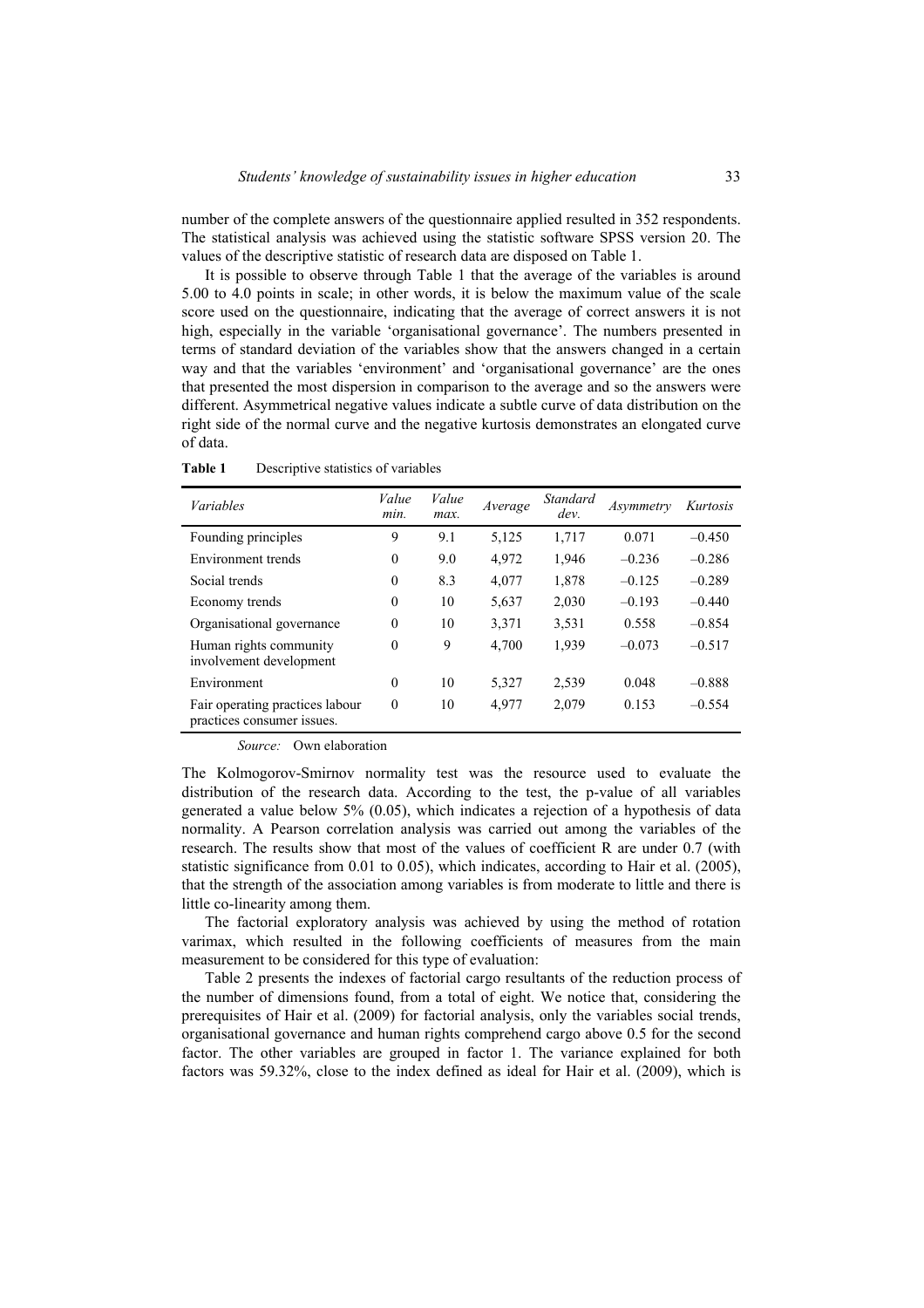number of the complete answers of the questionnaire applied resulted in 352 respondents. The statistical analysis was achieved using the statistic software SPSS version 20. The values of the descriptive statistic of research data are disposed on Table 1.

It is possible to observe through Table 1 that the average of the variables is around 5.00 to 4.0 points in scale; in other words, it is below the maximum value of the scale score used on the questionnaire, indicating that the average of correct answers it is not high, especially in the variable 'organisational governance'. The numbers presented in terms of standard deviation of the variables show that the answers changed in a certain way and that the variables 'environment' and 'organisational governance' are the ones that presented the most dispersion in comparison to the average and so the answers were different. Asymmetrical negative values indicate a subtle curve of data distribution on the right side of the normal curve and the negative kurtosis demonstrates an elongated curve of data.

**Table 1** Descriptive statistics of variables

| *Variables* | *Value min.* | *Value max.* | *Average* | *Standard dev.* | *Asymmetry* | *Kurtosis* |
|---|---|---|---|---|---|---|
| Founding principles | 9 | 9.1 | 5,125 | 1,717 | 0.071 | –0.450 |
| Environment trends | 0 | 9.0 | 4,972 | 1,946 | –0.236 | –0.286 |
| Social trends | 0 | 8.3 | 4,077 | 1,878 | –0.125 | –0.289 |
| Economy trends | 0 | 10 | 5,637 | 2,030 | –0.193 | –0.440 |
| Organisational governance | 0 | 10 | 3,371 | 3,531 | 0.558 | –0.854 |
| Human rights community involvement development | 0 | 9 | 4,700 | 1,939 | –0.073 | –0.517 |
| Environment | 0 | 10 | 5,327 | 2,539 | 0.048 | –0.888 |
| Fair operating practices labour practices consumer issues. | 0 | 10 | 4,977 | 2,079 | 0.153 | –0.554 |

*Source:* Own elaboration

The Kolmogorov-Smirnov normality test was the resource used to evaluate the distribution of the research data. According to the test, the p-value of all variables generated a value below 5% (0.05), which indicates a rejection of a hypothesis of data normality. A Pearson correlation analysis was carried out among the variables of the research. The results show that most of the values of coefficient R are under 0.7 (with statistic significance from 0.01 to 0.05), which indicates, according to Hair et al. (2005), that the strength of the association among variables is from moderate to little and there is little co-linearity among them.

The factorial exploratory analysis was achieved by using the method of rotation varimax, which resulted in the following coefficients of measures from the main measurement to be considered for this type of evaluation:

Table 2 presents the indexes of factorial cargo resultants of the reduction process of the number of dimensions found, from a total of eight. We notice that, considering the prerequisites of Hair et al. (2009) for factorial analysis, only the variables social trends, organisational governance and human rights comprehend cargo above 0.5 for the second factor. The other variables are grouped in factor 1. The variance explained for both factors was 59.32%, close to the index defined as ideal for Hair et al. (2009), which is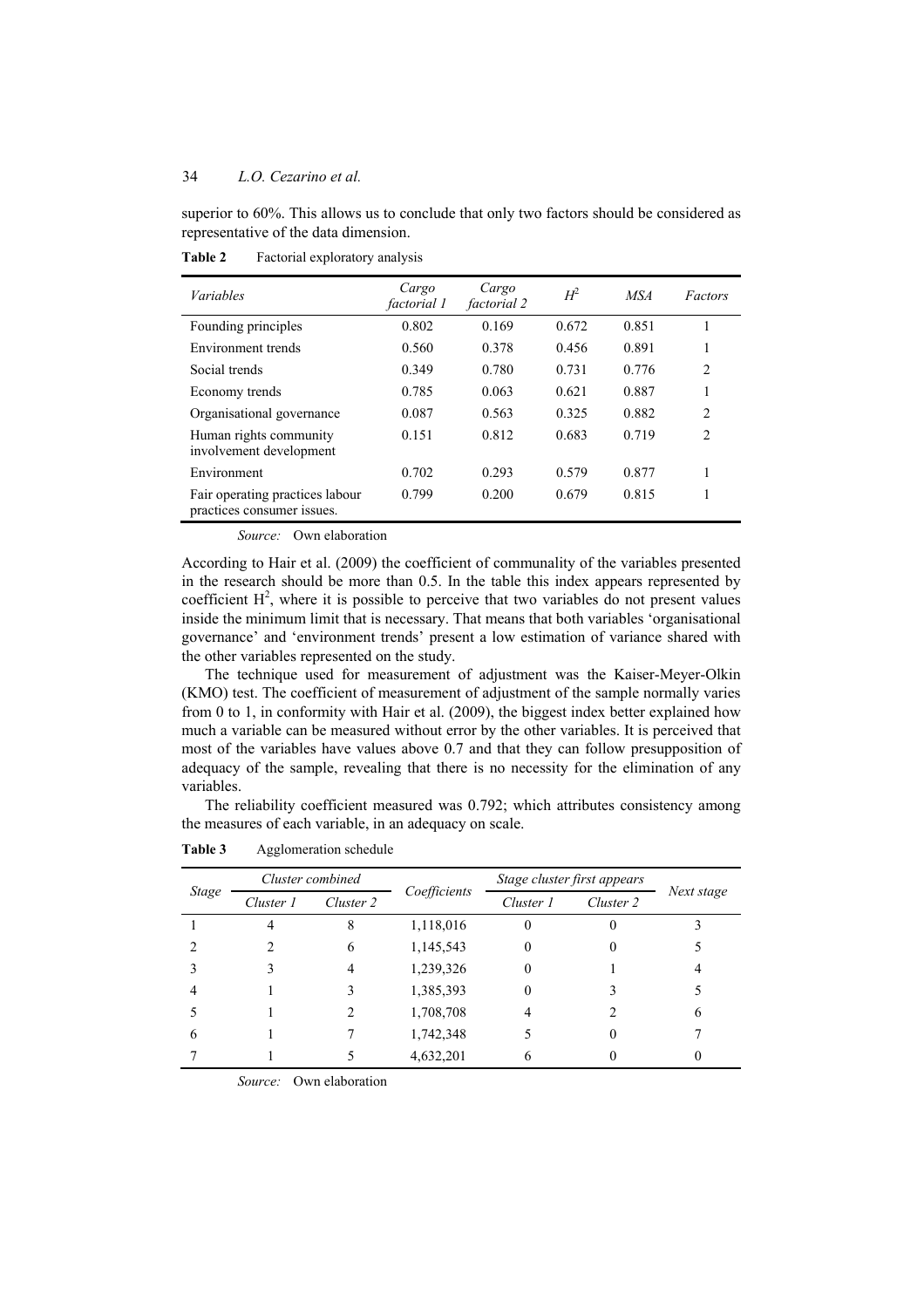superior to 60%. This allows us to conclude that only two factors should be considered as representative of the data dimension.

**Table 2** Factorial exploratory analysis

| *Variables* | *Cargo factorial 1* | *Cargo factorial 2* | $H^2$ | *MSA* | *Factors* |
|---|---|---|---|---|---|
| Founding principles | 0.802 | 0.169 | 0.672 | 0.851 | 1 |
| Environment trends | 0.560 | 0.378 | 0.456 | 0.891 | 1 |
| Social trends | 0.349 | 0.780 | 0.731 | 0.776 | 2 |
| Economy trends | 0.785 | 0.063 | 0.621 | 0.887 | 1 |
| Organisational governance | 0.087 | 0.563 | 0.325 | 0.882 | 2 |
| Human rights community involvement development | 0.151 | 0.812 | 0.683 | 0.719 | 2 |
| Environment | 0.702 | 0.293 | 0.579 | 0.877 | 1 |
| Fair operating practices labour practices consumer issues. | 0.799 | 0.200 | 0.679 | 0.815 | 1 |

*Source:* Own elaboration

According to Hair et al. (2009) the coefficient of communality of the variables presented in the research should be more than 0.5. In the table this index appears represented by coefficient $H^2$, where it is possible to perceive that two variables do not present values inside the minimum limit that is necessary. That means that both variables 'organisational governance' and 'environment trends' present a low estimation of variance shared with the other variables represented on the study.

The technique used for measurement of adjustment was the Kaiser-Meyer-Olkin (KMO) test. The coefficient of measurement of adjustment of the sample normally varies from 0 to 1, in conformity with Hair et al. (2009), the biggest index better explained how much a variable can be measured without error by the other variables. It is perceived that most of the variables have values above 0.7 and that they can follow presupposition of adequacy of the sample, revealing that there is no necessity for the elimination of any variables.

The reliability coefficient measured was 0.792; which attributes consistency among the measures of each variable, in an adequacy on scale.

**Table 3** Agglomeration schedule

| *Stage* | *Cluster combined* | | *Coefficients* | *Stage cluster first appears* | | *Next stage* |
|---|---|---|---|---|---|---|
| | *Cluster 1* | *Cluster 2* | | *Cluster 1* | *Cluster 2* | |
| 1 | 4 | 8 | 1,118,016 | 0 | 0 | 3 |
| 2 | 2 | 6 | 1,145,543 | 0 | 0 | 5 |
| 3 | 3 | 4 | 1,239,326 | 0 | 1 | 4 |
| 4 | 1 | 3 | 1,385,393 | 0 | 3 | 5 |
| 5 | 1 | 2 | 1,708,708 | 4 | 2 | 6 |
| 6 | 1 | 7 | 1,742,348 | 5 | 0 | 7 |
| 7 | 1 | 5 | 4,632,201 | 6 | 0 | 0 |

*Source:* Own elaboration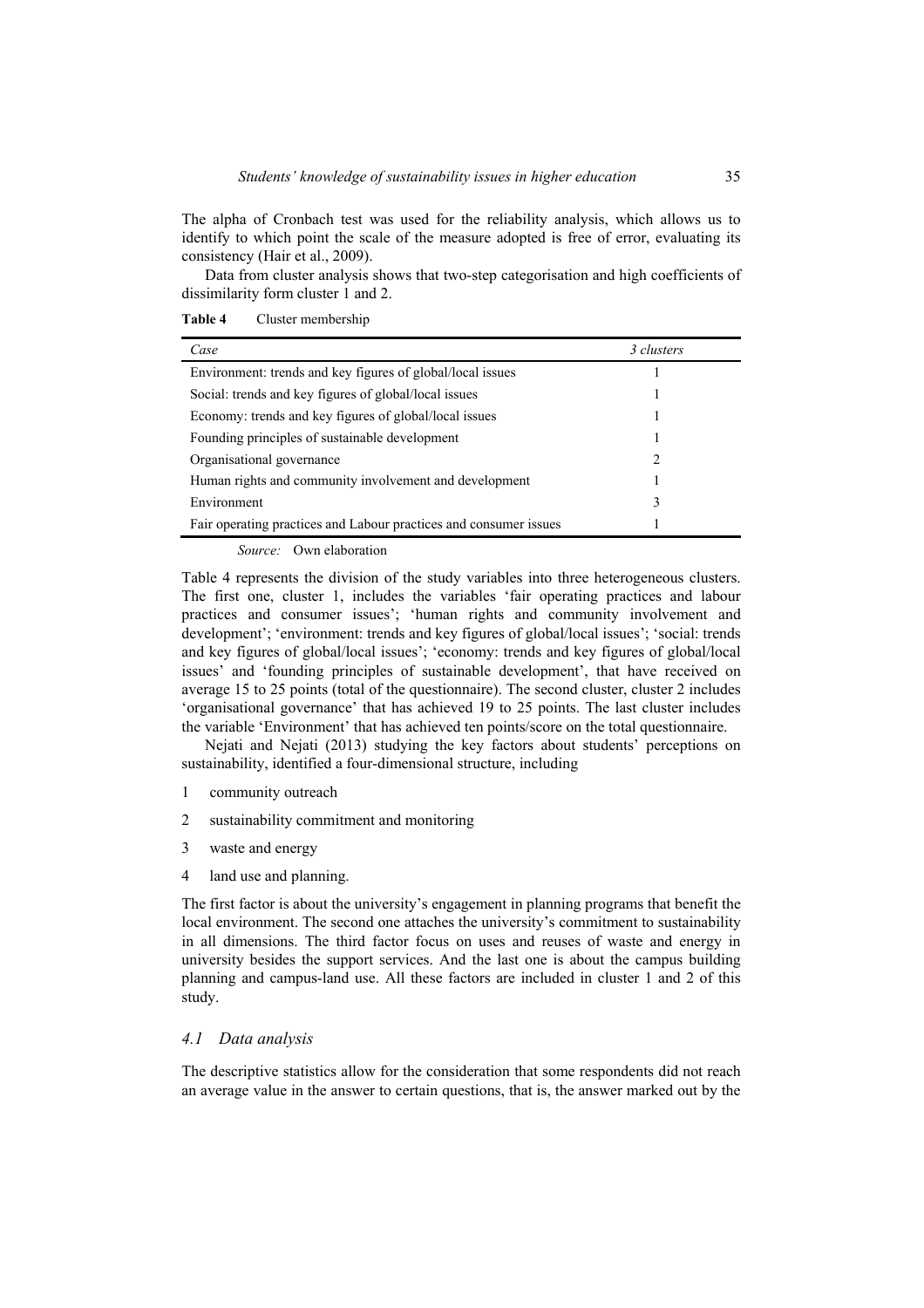The alpha of Cronbach test was used for the reliability analysis, which allows us to identify to which point the scale of the measure adopted is free of error, evaluating its consistency (Hair et al., 2009).

Data from cluster analysis shows that two-step categorisation and high coefficients of dissimilarity form cluster 1 and 2.

**Table 4** Cluster membership

| *Case* | *3 clusters* |
|---|---|
| Environment: trends and key figures of global/local issues | 1 |
| Social: trends and key figures of global/local issues | 1 |
| Economy: trends and key figures of global/local issues | 1 |
| Founding principles of sustainable development | 1 |
| Organisational governance | 2 |
| Human rights and community involvement and development | 1 |
| Environment | 3 |
| Fair operating practices and Labour practices and consumer issues | 1 |

*Source:* Own elaboration

Table 4 represents the division of the study variables into three heterogeneous clusters. The first one, cluster 1, includes the variables 'fair operating practices and labour practices and consumer issues'; 'human rights and community involvement and development'; 'environment: trends and key figures of global/local issues'; 'social: trends and key figures of global/local issues'; 'economy: trends and key figures of global/local issues' and 'founding principles of sustainable development', that have received on average 15 to 25 points (total of the questionnaire). The second cluster, cluster 2 includes 'organisational governance' that has achieved 19 to 25 points. The last cluster includes the variable 'Environment' that has achieved ten points/score on the total questionnaire.

Nejati and Nejati (2013) studying the key factors about students' perceptions on sustainability, identified a four-dimensional structure, including

1. community outreach
2. sustainability commitment and monitoring
3. waste and energy
4. land use and planning.

The first factor is about the university's engagement in planning programs that benefit the local environment. The second one attaches the university's commitment to sustainability in all dimensions. The third factor focus on uses and reuses of waste and energy in university besides the support services. And the last one is about the campus building planning and campus-land use. All these factors are included in cluster 1 and 2 of this study.

### *4.1 Data analysis*

The descriptive statistics allow for the consideration that some respondents did not reach an average value in the answer to certain questions, that is, the answer marked out by the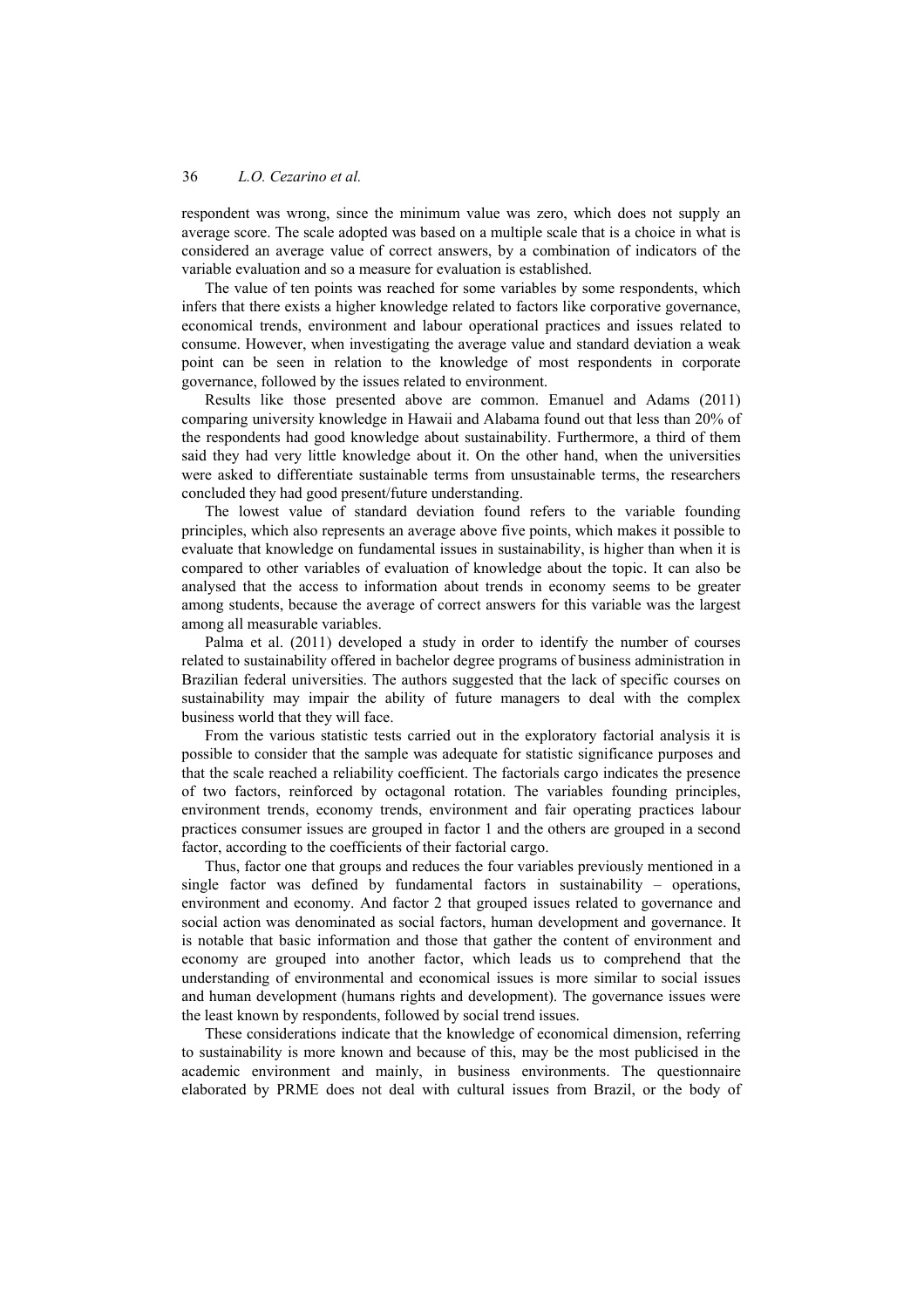respondent was wrong, since the minimum value was zero, which does not supply an average score. The scale adopted was based on a multiple scale that is a choice in what is considered an average value of correct answers, by a combination of indicators of the variable evaluation and so a measure for evaluation is established.

The value of ten points was reached for some variables by some respondents, which infers that there exists a higher knowledge related to factors like corporative governance, economical trends, environment and labour operational practices and issues related to consume. However, when investigating the average value and standard deviation a weak point can be seen in relation to the knowledge of most respondents in corporate governance, followed by the issues related to environment.

Results like those presented above are common. Emanuel and Adams (2011) comparing university knowledge in Hawaii and Alabama found out that less than 20% of the respondents had good knowledge about sustainability. Furthermore, a third of them said they had very little knowledge about it. On the other hand, when the universities were asked to differentiate sustainable terms from unsustainable terms, the researchers concluded they had good present/future understanding.

The lowest value of standard deviation found refers to the variable founding principles, which also represents an average above five points, which makes it possible to evaluate that knowledge on fundamental issues in sustainability, is higher than when it is compared to other variables of evaluation of knowledge about the topic. It can also be analysed that the access to information about trends in economy seems to be greater among students, because the average of correct answers for this variable was the largest among all measurable variables.

Palma et al. (2011) developed a study in order to identify the number of courses related to sustainability offered in bachelor degree programs of business administration in Brazilian federal universities. The authors suggested that the lack of specific courses on sustainability may impair the ability of future managers to deal with the complex business world that they will face.

From the various statistic tests carried out in the exploratory factorial analysis it is possible to consider that the sample was adequate for statistic significance purposes and that the scale reached a reliability coefficient. The factorials cargo indicates the presence of two factors, reinforced by octagonal rotation. The variables founding principles, environment trends, economy trends, environment and fair operating practices labour practices consumer issues are grouped in factor 1 and the others are grouped in a second factor, according to the coefficients of their factorial cargo.

Thus, factor one that groups and reduces the four variables previously mentioned in a single factor was defined by fundamental factors in sustainability – operations, environment and economy. And factor 2 that grouped issues related to governance and social action was denominated as social factors, human development and governance. It is notable that basic information and those that gather the content of environment and economy are grouped into another factor, which leads us to comprehend that the understanding of environmental and economical issues is more similar to social issues and human development (humans rights and development). The governance issues were the least known by respondents, followed by social trend issues.

These considerations indicate that the knowledge of economical dimension, referring to sustainability is more known and because of this, may be the most publicised in the academic environment and mainly, in business environments. The questionnaire elaborated by PRME does not deal with cultural issues from Brazil, or the body of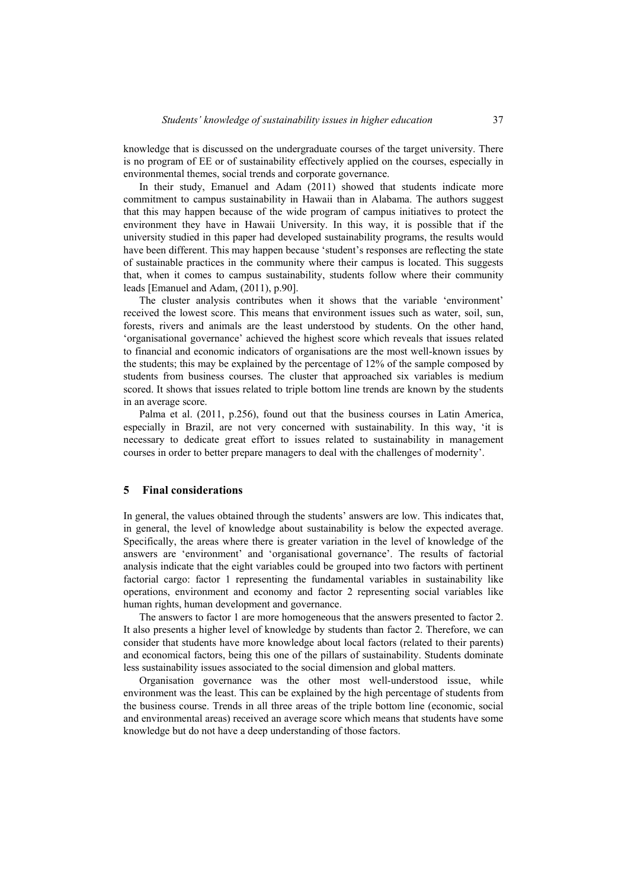knowledge that is discussed on the undergraduate courses of the target university. There is no program of EE or of sustainability effectively applied on the courses, especially in environmental themes, social trends and corporate governance.

In their study, Emanuel and Adam (2011) showed that students indicate more commitment to campus sustainability in Hawaii than in Alabama. The authors suggest that this may happen because of the wide program of campus initiatives to protect the environment they have in Hawaii University. In this way, it is possible that if the university studied in this paper had developed sustainability programs, the results would have been different. This may happen because 'student's responses are reflecting the state of sustainable practices in the community where their campus is located. This suggests that, when it comes to campus sustainability, students follow where their community leads [Emanuel and Adam, (2011), p.90].

The cluster analysis contributes when it shows that the variable 'environment' received the lowest score. This means that environment issues such as water, soil, sun, forests, rivers and animals are the least understood by students. On the other hand, 'organisational governance' achieved the highest score which reveals that issues related to financial and economic indicators of organisations are the most well-known issues by the students; this may be explained by the percentage of 12% of the sample composed by students from business courses. The cluster that approached six variables is medium scored. It shows that issues related to triple bottom line trends are known by the students in an average score.

Palma et al. (2011, p.256), found out that the business courses in Latin America, especially in Brazil, are not very concerned with sustainability. In this way, 'it is necessary to dedicate great effort to issues related to sustainability in management courses in order to better prepare managers to deal with the challenges of modernity'.

## 5 Final considerations

In general, the values obtained through the students' answers are low. This indicates that, in general, the level of knowledge about sustainability is below the expected average. Specifically, the areas where there is greater variation in the level of knowledge of the answers are 'environment' and 'organisational governance'. The results of factorial analysis indicate that the eight variables could be grouped into two factors with pertinent factorial cargo: factor 1 representing the fundamental variables in sustainability like operations, environment and economy and factor 2 representing social variables like human rights, human development and governance.

The answers to factor 1 are more homogeneous that the answers presented to factor 2. It also presents a higher level of knowledge by students than factor 2. Therefore, we can consider that students have more knowledge about local factors (related to their parents) and economical factors, being this one of the pillars of sustainability. Students dominate less sustainability issues associated to the social dimension and global matters.

Organisation governance was the other most well-understood issue, while environment was the least. This can be explained by the high percentage of students from the business course. Trends in all three areas of the triple bottom line (economic, social and environmental areas) received an average score which means that students have some knowledge but do not have a deep understanding of those factors.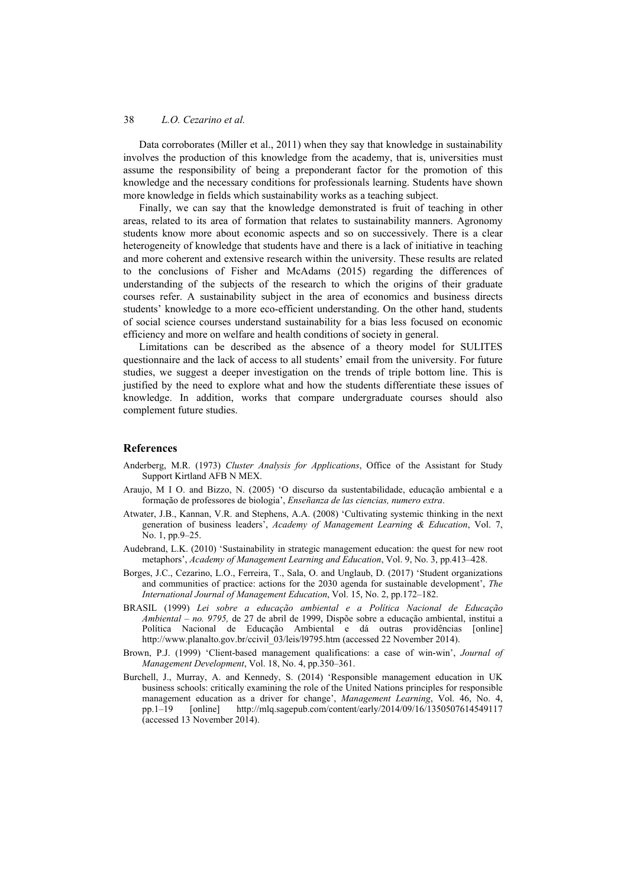Data corroborates (Miller et al., 2011) when they say that knowledge in sustainability involves the production of this knowledge from the academy, that is, universities must assume the responsibility of being a preponderant factor for the promotion of this knowledge and the necessary conditions for professionals learning. Students have shown more knowledge in fields which sustainability works as a teaching subject.

Finally, we can say that the knowledge demonstrated is fruit of teaching in other areas, related to its area of formation that relates to sustainability manners. Agronomy students know more about economic aspects and so on successively. There is a clear heterogeneity of knowledge that students have and there is a lack of initiative in teaching and more coherent and extensive research within the university. These results are related to the conclusions of Fisher and McAdams (2015) regarding the differences of understanding of the subjects of the research to which the origins of their graduate courses refer. A sustainability subject in the area of economics and business directs students' knowledge to a more eco-efficient understanding. On the other hand, students of social science courses understand sustainability for a bias less focused on economic efficiency and more on welfare and health conditions of society in general.

Limitations can be described as the absence of a theory model for SULITES questionnaire and the lack of access to all students' email from the university. For future studies, we suggest a deeper investigation on the trends of triple bottom line. This is justified by the need to explore what and how the students differentiate these issues of knowledge. In addition, works that compare undergraduate courses should also complement future studies.

## References

Anderberg, M.R. (1973) *Cluster Analysis for Applications*, Office of the Assistant for Study Support Kirtland AFB N MEX.

Araujo, M I O. and Bizzo, N. (2005) 'O discurso da sustentabilidade, educação ambiental e a formação de professores de biologia', *Enseñanza de las ciencias, numero extra*.

Atwater, J.B., Kannan, V.R. and Stephens, A.A. (2008) 'Cultivating systemic thinking in the next generation of business leaders', *Academy of Management Learning & Education*, Vol. 7, No. 1, pp.9–25.

Audebrand, L.K. (2010) 'Sustainability in strategic management education: the quest for new root metaphors', *Academy of Management Learning and Education*, Vol. 9, No. 3, pp.413–428.

Borges, J.C., Cezarino, L.O., Ferreira, T., Sala, O. and Unglaub, D. (2017) 'Student organizations and communities of practice: actions for the 2030 agenda for sustainable development', *The International Journal of Management Education*, Vol. 15, No. 2, pp.172–182.

BRASIL (1999) *Lei sobre a educação ambiental e a Política Nacional de Educação Ambiental – no. 9795,* de 27 de abril de 1999, Dispõe sobre a educação ambiental, institui a Política Nacional de Educação Ambiental e dá outras providências [online] http://www.planalto.gov.br/ccivil_03/leis/l9795.htm (accessed 22 November 2014).

Brown, P.J. (1999) 'Client-based management qualifications: a case of win-win', *Journal of Management Development*, Vol. 18, No. 4, pp.350–361.

Burchell, J., Murray, A. and Kennedy, S. (2014) 'Responsible management education in UK business schools: critically examining the role of the United Nations principles for responsible management education as a driver for change', *Management Learning*, Vol. 46, No. 4, pp.1–19 [online] http://mlq.sagepub.com/content/early/2014/09/16/1350507614549117 (accessed 13 November 2014).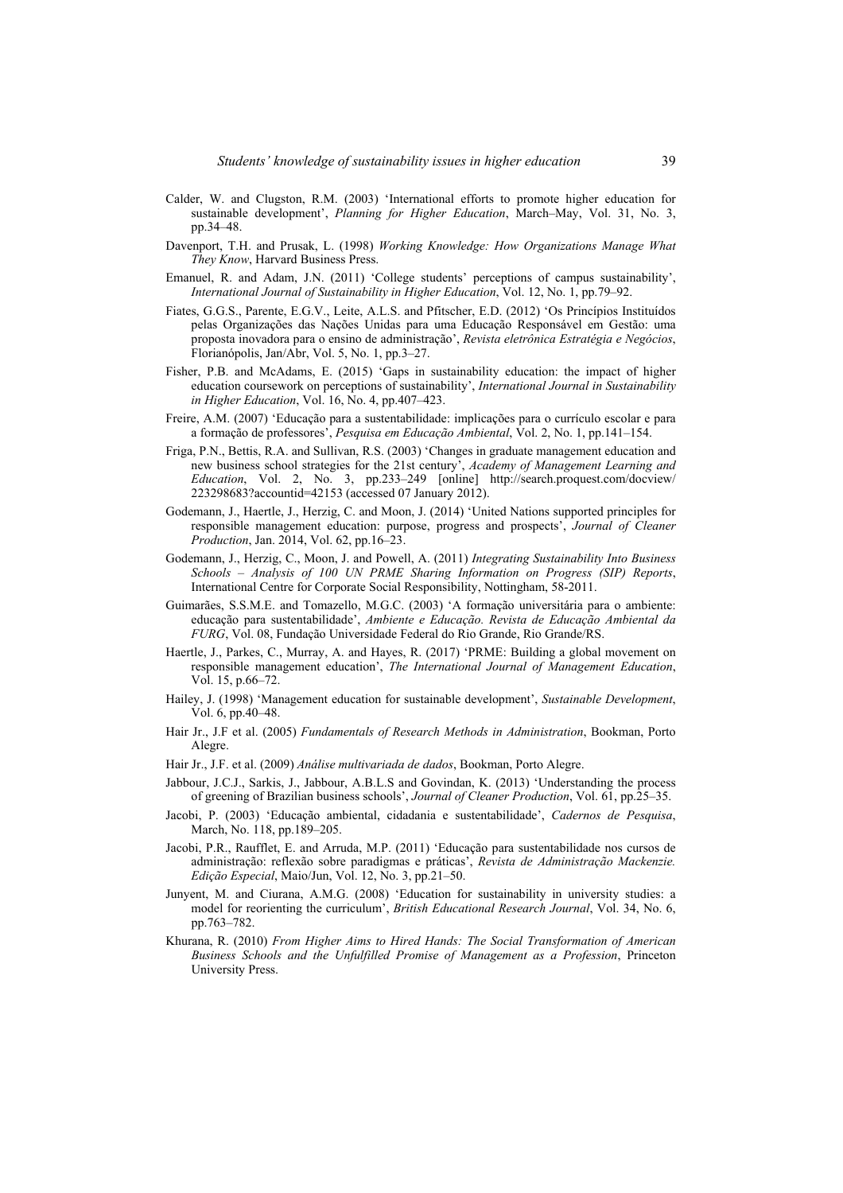Calder, W. and Clugston, R.M. (2003) 'International efforts to promote higher education for sustainable development', *Planning for Higher Education*, March–May, Vol. 31, No. 3, pp.34–48.

Davenport, T.H. and Prusak, L. (1998) *Working Knowledge: How Organizations Manage What They Know*, Harvard Business Press.

Emanuel, R. and Adam, J.N. (2011) 'College students' perceptions of campus sustainability', *International Journal of Sustainability in Higher Education*, Vol. 12, No. 1, pp.79–92.

Fiates, G.G.S., Parente, E.G.V., Leite, A.L.S. and Pfitscher, E.D. (2012) 'Os Princípios Instituídos pelas Organizações das Nações Unidas para uma Educação Responsável em Gestão: uma proposta inovadora para o ensino de administração', *Revista eletrônica Estratégia e Negócios*, Florianópolis, Jan/Abr, Vol. 5, No. 1, pp.3–27.

Fisher, P.B. and McAdams, E. (2015) 'Gaps in sustainability education: the impact of higher education coursework on perceptions of sustainability', *International Journal in Sustainability in Higher Education*, Vol. 16, No. 4, pp.407–423.

Freire, A.M. (2007) 'Educação para a sustentabilidade: implicações para o currículo escolar e para a formação de professores', *Pesquisa em Educação Ambiental*, Vol. 2, No. 1, pp.141–154.

Friga, P.N., Bettis, R.A. and Sullivan, R.S. (2003) 'Changes in graduate management education and new business school strategies for the 21st century', *Academy of Management Learning and Education*, Vol. 2, No. 3, pp.233–249 [online] http://search.proquest.com/docview/223298683?accountid=42153 (accessed 07 January 2012).

Godemann, J., Haertle, J., Herzig, C. and Moon, J. (2014) 'United Nations supported principles for responsible management education: purpose, progress and prospects', *Journal of Cleaner Production*, Jan. 2014, Vol. 62, pp.16–23.

Godemann, J., Herzig, C., Moon, J. and Powell, A. (2011) *Integrating Sustainability Into Business Schools – Analysis of 100 UN PRME Sharing Information on Progress (SIP) Reports*, International Centre for Corporate Social Responsibility, Nottingham, 58-2011.

Guimarães, S.S.M.E. and Tomazello, M.G.C. (2003) 'A formação universitária para o ambiente: educação para sustentabilidade', *Ambiente e Educação. Revista de Educação Ambiental da FURG*, Vol. 08, Fundação Universidade Federal do Rio Grande, Rio Grande/RS.

Haertle, J., Parkes, C., Murray, A. and Hayes, R. (2017) 'PRME: Building a global movement on responsible management education', *The International Journal of Management Education*, Vol. 15, p.66–72.

Hailey, J. (1998) 'Management education for sustainable development', *Sustainable Development*, Vol. 6, pp.40–48.

Hair Jr., J.F et al. (2005) *Fundamentals of Research Methods in Administration*, Bookman, Porto Alegre.

Hair Jr., J.F. et al. (2009) *Análise multivariada de dados*, Bookman, Porto Alegre.

Jabbour, J.C.J., Sarkis, J., Jabbour, A.B.L.S and Govindan, K. (2013) 'Understanding the process of greening of Brazilian business schools', *Journal of Cleaner Production*, Vol. 61, pp.25–35.

Jacobi, P. (2003) 'Educação ambiental, cidadania e sustentabilidade', *Cadernos de Pesquisa*, March, No. 118, pp.189–205.

Jacobi, P.R., Raufflet, E. and Arruda, M.P. (2011) 'Educação para sustentabilidade nos cursos de administração: reflexão sobre paradigmas e práticas', *Revista de Administração Mackenzie. Edição Especial*, Maio/Jun, Vol. 12, No. 3, pp.21–50.

Junyent, M. and Ciurana, A.M.G. (2008) 'Education for sustainability in university studies: a model for reorienting the curriculum', *British Educational Research Journal*, Vol. 34, No. 6, pp.763–782.

Khurana, R. (2010) *From Higher Aims to Hired Hands: The Social Transformation of American Business Schools and the Unfulfilled Promise of Management as a Profession*, Princeton University Press.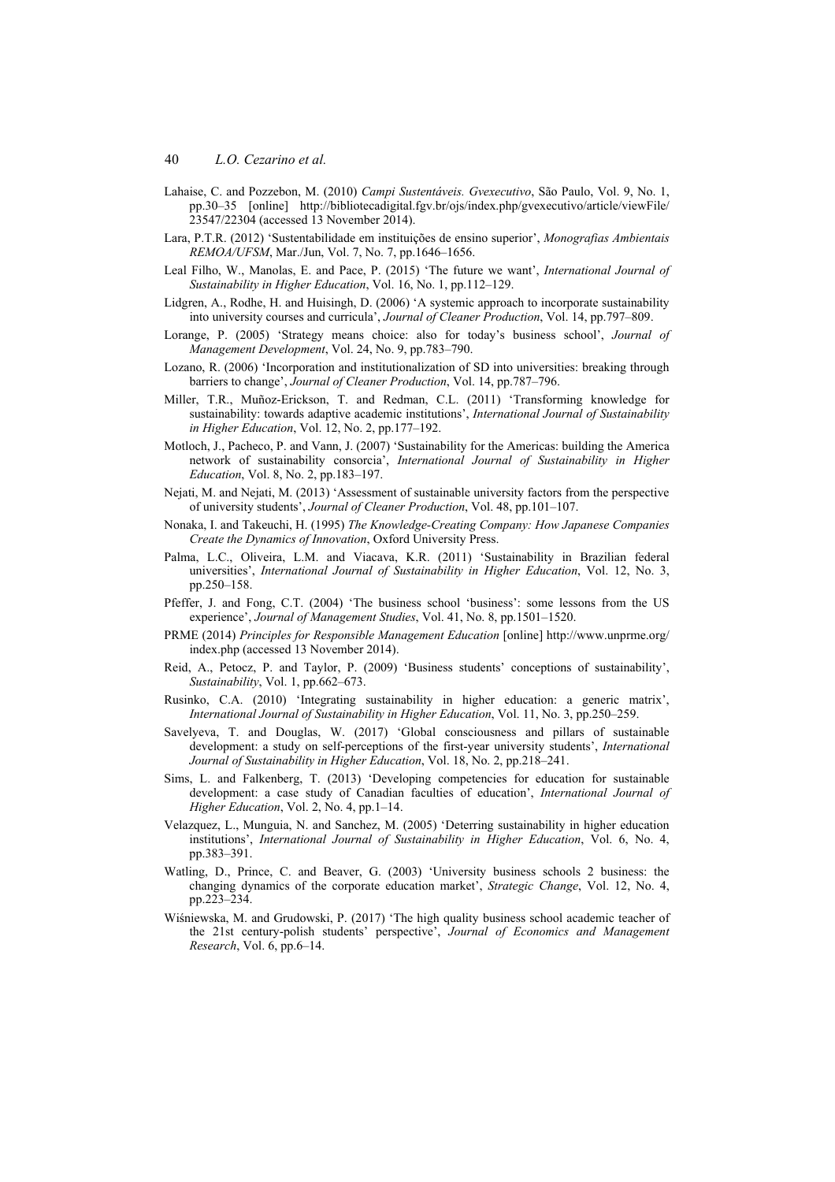Lahaise, C. and Pozzebon, M. (2010) *Campi Sustentáveis. Gvexecutivo*, São Paulo, Vol. 9, No. 1, pp.30–35 [online] http://bibliotecadigital.fgv.br/ojs/index.php/gvexecutivo/article/viewFile/23547/22304 (accessed 13 November 2014).

Lara, P.T.R. (2012) 'Sustentabilidade em instituições de ensino superior', *Monografias Ambientais REMOA/UFSM*, Mar./Jun, Vol. 7, No. 7, pp.1646–1656.

Leal Filho, W., Manolas, E. and Pace, P. (2015) 'The future we want', *International Journal of Sustainability in Higher Education*, Vol. 16, No. 1, pp.112–129.

Lidgren, A., Rodhe, H. and Huisingh, D. (2006) 'A systemic approach to incorporate sustainability into university courses and curricula', *Journal of Cleaner Production*, Vol. 14, pp.797–809.

Lorange, P. (2005) 'Strategy means choice: also for today's business school', *Journal of Management Development*, Vol. 24, No. 9, pp.783–790.

Lozano, R. (2006) 'Incorporation and institutionalization of SD into universities: breaking through barriers to change', *Journal of Cleaner Production*, Vol. 14, pp.787–796.

Miller, T.R., Muñoz-Erickson, T. and Redman, C.L. (2011) 'Transforming knowledge for sustainability: towards adaptive academic institutions', *International Journal of Sustainability in Higher Education*, Vol. 12, No. 2, pp.177–192.

Motloch, J., Pacheco, P. and Vann, J. (2007) 'Sustainability for the Americas: building the America network of sustainability consorcia', *International Journal of Sustainability in Higher Education*, Vol. 8, No. 2, pp.183–197.

Nejati, M. and Nejati, M. (2013) 'Assessment of sustainable university factors from the perspective of university students', *Journal of Cleaner Production*, Vol. 48, pp.101–107.

Nonaka, I. and Takeuchi, H. (1995) *The Knowledge-Creating Company: How Japanese Companies Create the Dynamics of Innovation*, Oxford University Press.

Palma, L.C., Oliveira, L.M. and Viacava, K.R. (2011) 'Sustainability in Brazilian federal universities', *International Journal of Sustainability in Higher Education*, Vol. 12, No. 3, pp.250–158.

Pfeffer, J. and Fong, C.T. (2004) 'The business school 'business': some lessons from the US experience', *Journal of Management Studies*, Vol. 41, No. 8, pp.1501–1520.

PRME (2014) *Principles for Responsible Management Education* [online] http://www.unprme.org/index.php (accessed 13 November 2014).

Reid, A., Petocz, P. and Taylor, P. (2009) 'Business students' conceptions of sustainability', *Sustainability*, Vol. 1, pp.662–673.

Rusinko, C.A. (2010) 'Integrating sustainability in higher education: a generic matrix', *International Journal of Sustainability in Higher Education*, Vol. 11, No. 3, pp.250–259.

Savelyeva, T. and Douglas, W. (2017) 'Global consciousness and pillars of sustainable development: a study on self-perceptions of the first-year university students', *International Journal of Sustainability in Higher Education*, Vol. 18, No. 2, pp.218–241.

Sims, L. and Falkenberg, T. (2013) 'Developing competencies for education for sustainable development: a case study of Canadian faculties of education', *International Journal of Higher Education*, Vol. 2, No. 4, pp.1–14.

Velazquez, L., Munguia, N. and Sanchez, M. (2005) 'Deterring sustainability in higher education institutions', *International Journal of Sustainability in Higher Education*, Vol. 6, No. 4, pp.383–391.

Watling, D., Prince, C. and Beaver, G. (2003) 'University business schools 2 business: the changing dynamics of the corporate education market', *Strategic Change*, Vol. 12, No. 4, pp.223–234.

Wiśniewska, M. and Grudowski, P. (2017) 'The high quality business school academic teacher of the 21st century-polish students' perspective', *Journal of Economics and Management Research*, Vol. 6, pp.6–14.